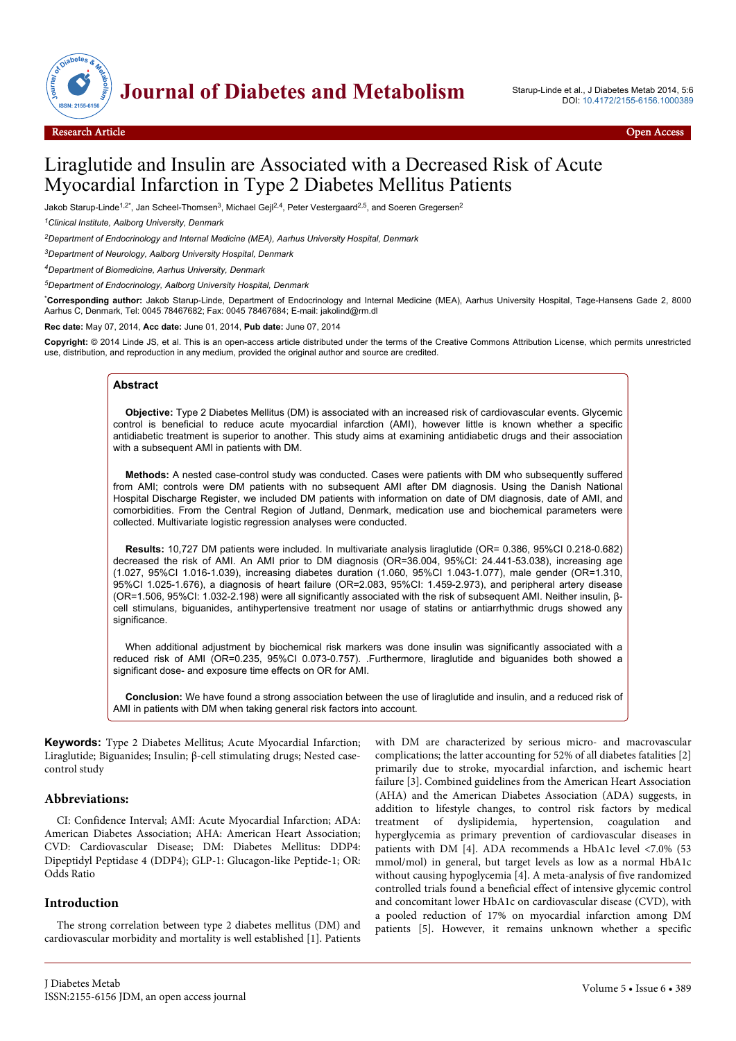Research Article — Open Access

# Liraglutide and Insulin are Associated with a Decreased Risk of Acute Myocardial Infarction in Type 2 Diabetes Mellitus Patients

Jakob Starup-Linde[1,2*], Jan Scheel-Thomsen[3], Michael Gejl[2,4], Peter Vestergaard[2,5], and Soeren Gregersen[2]

[1]*Clinical Institute, Aalborg University, Denmark*

[2]*Department of Endocrinology and Internal Medicine (MEA), Aarhus University Hospital, Denmark*

[3]*Department of Neurology, Aalborg University Hospital, Denmark*

[4]*Department of Biomedicine, Aarhus University, Denmark*

[5]*Department of Endocrinology, Aalborg University Hospital, Denmark*

[*]**Corresponding author:** Jakob Starup-Linde, Department of Endocrinology and Internal Medicine (MEA), Aarhus University Hospital, Tage-Hansens Gade 2, 8000 Aarhus C, Denmark, Tel: 0045 78467682; Fax: 0045 78467684; E-mail: jakolind@rm.dl

**Rec date:** May 07, 2014, **Acc date:** June 01, 2014, **Pub date:** June 07, 2014

**Copyright:** © 2014 Linde JS, et al. This is an open-access article distributed under the terms of the Creative Commons Attribution License, which permits unrestricted use, distribution, and reproduction in any medium, provided the original author and source are credited.

## Abstract

**Objective:** Type 2 Diabetes Mellitus (DM) is associated with an increased risk of cardiovascular events. Glycemic control is beneficial to reduce acute myocardial infarction (AMI), however little is known whether a specific antidiabetic treatment is superior to another. This study aims at examining antidiabetic drugs and their association with a subsequent AMI in patients with DM.

**Methods:** A nested case-control study was conducted. Cases were patients with DM who subsequently suffered from AMI; controls were DM patients with no subsequent AMI after DM diagnosis. Using the Danish National Hospital Discharge Register, we included DM patients with information on date of DM diagnosis, date of AMI, and comorbidities. From the Central Region of Jutland, Denmark, medication use and biochemical parameters were collected. Multivariate logistic regression analyses were conducted.

**Results:** 10,727 DM patients were included. In multivariate analysis liraglutide (OR= 0.386, 95%CI 0.218-0.682) decreased the risk of AMI. An AMI prior to DM diagnosis (OR=36.004, 95%CI: 24.441-53.038), increasing age (1.027, 95%CI 1.016-1.039), increasing diabetes duration (1.060, 95%CI 1.043-1.077), male gender (OR=1.310, 95%CI 1.025-1.676), a diagnosis of heart failure (OR=2.083, 95%CI: 1.459-2.973), and peripheral artery disease (OR=1.506, 95%CI: 1.032-2.198) were all significantly associated with the risk of subsequent AMI. Neither insulin, β-cell stimulans, biguanides, antihypertensive treatment nor usage of statins or antiarrhythmic drugs showed any significance.

When additional adjustment by biochemical risk markers was done insulin was significantly associated with a reduced risk of AMI (OR=0.235, 95%CI 0.073-0.757). .Furthermore, liraglutide and biguanides both showed a significant dose- and exposure time effects on OR for AMI.

**Conclusion:** We have found a strong association between the use of liraglutide and insulin, and a reduced risk of AMI in patients with DM when taking general risk factors into account.

**Keywords:** Type 2 Diabetes Mellitus; Acute Myocardial Infarction; Liraglutide; Biguanides; Insulin; β-cell stimulating drugs; Nested case-control study

## Abbreviations:

CI: Confidence Interval; AMI: Acute Myocardial Infarction; ADA: American Diabetes Association; AHA: American Heart Association; CVD: Cardiovascular Disease; DM: Diabetes Mellitus: DDP4: Dipeptidyl Peptidase 4 (DDP4); GLP-1: Glucagon-like Peptide-1; OR: Odds Ratio

## Introduction

The strong correlation between type 2 diabetes mellitus (DM) and cardiovascular morbidity and mortality is well established [1]. Patients with DM are characterized by serious micro- and macrovascular complications; the latter accounting for 52% of all diabetes fatalities [2] primarily due to stroke, myocardial infarction, and ischemic heart failure [3]. Combined guidelines from the American Heart Association (AHA) and the American Diabetes Association (ADA) suggests, in addition to lifestyle changes, to control risk factors by medical treatment of dyslipidemia, hypertension, coagulation and hyperglycemia as primary prevention of cardiovascular diseases in patients with DM [4]. ADA recommends a HbA1c level <7.0% (53 mmol/mol) in general, but target levels as low as a normal HbA1c without causing hypoglycemia [4]. A meta-analysis of five randomized controlled trials found a beneficial effect of intensive glycemic control and concomitant lower HbA1c on cardiovascular disease (CVD), with a pooled reduction of 17% on myocardial infarction among DM patients [5]. However, it remains unknown whether a specific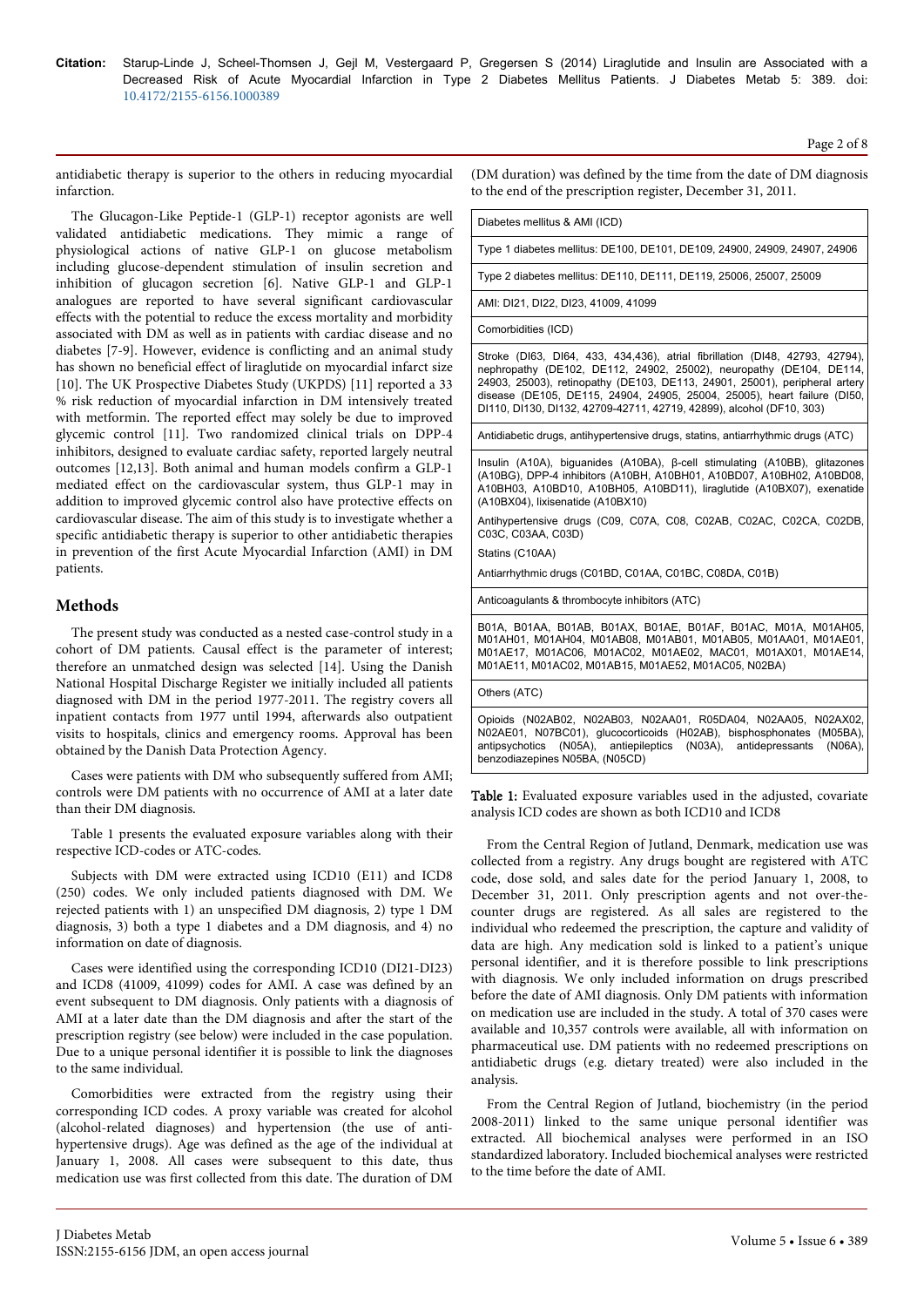antidiabetic therapy is superior to the others in reducing myocardial infarction.

The Glucagon-Like Peptide-1 (GLP-1) receptor agonists are well validated antidiabetic medications. They mimic a range of physiological actions of native GLP-1 on glucose metabolism including glucose-dependent stimulation of insulin secretion and inhibition of glucagon secretion [6]. Native GLP-1 and GLP-1 analogues are reported to have several significant cardiovascular effects with the potential to reduce the excess mortality and morbidity associated with DM as well as in patients with cardiac disease and no diabetes [7-9]. However, evidence is conflicting and an animal study has shown no beneficial effect of liraglutide on myocardial infarct size [10]. The UK Prospective Diabetes Study (UKPDS) [11] reported a 33 % risk reduction of myocardial infarction in DM intensively treated with metformin. The reported effect may solely be due to improved glycemic control [11]. Two randomized clinical trials on DPP-4 inhibitors, designed to evaluate cardiac safety, reported largely neutral outcomes [12,13]. Both animal and human models confirm a GLP-1 mediated effect on the cardiovascular system, thus GLP-1 may in addition to improved glycemic control also have protective effects on cardiovascular disease. The aim of this study is to investigate whether a specific antidiabetic therapy is superior to other antidiabetic therapies in prevention of the first Acute Myocardial Infarction (AMI) in DM patients.

## Methods

The present study was conducted as a nested case-control study in a cohort of DM patients. Causal effect is the parameter of interest; therefore an unmatched design was selected [14]. Using the Danish National Hospital Discharge Register we initially included all patients diagnosed with DM in the period 1977-2011. The registry covers all inpatient contacts from 1977 until 1994, afterwards also outpatient visits to hospitals, clinics and emergency rooms. Approval has been obtained by the Danish Data Protection Agency.

Cases were patients with DM who subsequently suffered from AMI; controls were DM patients with no occurrence of AMI at a later date than their DM diagnosis.

Table 1 presents the evaluated exposure variables along with their respective ICD-codes or ATC-codes.

Subjects with DM were extracted using ICD10 (E11) and ICD8 (250) codes. We only included patients diagnosed with DM. We rejected patients with 1) an unspecified DM diagnosis, 2) type 1 DM diagnosis, 3) both a type 1 diabetes and a DM diagnosis, and 4) no information on date of diagnosis.

Cases were identified using the corresponding ICD10 (DI21-DI23) and ICD8 (41009, 41099) codes for AMI. A case was defined by an event subsequent to DM diagnosis. Only patients with a diagnosis of AMI at a later date than the DM diagnosis and after the start of the prescription registry (see below) were included in the case population. Due to a unique personal identifier it is possible to link the diagnoses to the same individual.

Comorbidities were extracted from the registry using their corresponding ICD codes. A proxy variable was created for alcohol (alcohol-related diagnoses) and hypertension (the use of anti-hypertensive drugs). Age was defined as the age of the individual at January 1, 2008. All cases were subsequent to this date, thus medication use was first collected from this date. The duration of DM (DM duration) was defined by the time from the date of DM diagnosis to the end of the prescription register, December 31, 2011.

| Diabetes mellitus & AMI (ICD) |
|---|
| Type 1 diabetes mellitus: DE100, DE101, DE109, 24900, 24909, 24907, 24906 |
| Type 2 diabetes mellitus: DE110, DE111, DE119, 25006, 25007, 25009 |
| AMI: DI21, DI22, DI23, 41009, 41099 |
| **Comorbidities (ICD)** |
| Stroke (DI63, DI64, 433, 434,436), atrial fibrillation (DI48, 42793, 42794), nephropathy (DE102, DE112, 24902, 25002), neuropathy (DE104, DE114, 24903, 25003), retinopathy (DE103, DE113, 24901, 25001), peripheral artery disease (DE105, DE115, 24904, 24905, 25004, 25005), heart failure (DI50, DI110, DI130, DI132, 42709-42711, 42719, 42899), alcohol (DF10, 303) |
| **Antidiabetic drugs, antihypertensive drugs, statins, antiarrhythmic drugs (ATC)** |
| Insulin (A10A), biguanides (A10BA), β-cell stimulating (A10BB), glitazones (A10BG), DPP-4 inhibitors (A10BH, A10BH01, A10BD07, A10BH02, A10BD08, A10BH03, A10BD10, A10BH05, A10BD11), liraglutide (A10BX07), exenatide (A10BX04), lixisenatide (A10BX10) |
| Antihypertensive drugs (C09, C07A, C08, C02AB, C02AC, C02CA, C02DB, C03C, C03AA, C03D) |
| Statins (C10AA) |
| Antiarrhythmic drugs (C01BD, C01AA, C01BC, C08DA, C01B) |
| **Anticoagulants & thrombocyte inhibitors (ATC)** |
| B01A, B01AA, B01AB, B01AX, B01AE, B01AF, B01AC, M01A, M01AH05, M01AH01, M01AH04, M01AB08, M01AB01, M01AB05, M01AA01, M01AE01, M01AE17, M01AC06, M01AC02, M01AE02, MAC01, M01AX01, M01AE14, M01AE11, M01AC02, M01AB15, M01AE52, M01AC05, N02BA) |
| **Others (ATC)** |
| Opioids (N02AB02, N02AB03, N02AA01, R05DA04, N02AA05, N02AX02, N02AE01, N07BC01), glucocorticoids (H02AB), bisphosphonates (M05BA), antipsychotics (N05A), antiepileptics (N03A), antidepressants (N06A), benzodiazepines N05BA, (N05CD) |

**Table 1:** Evaluated exposure variables used in the adjusted, covariate analysis ICD codes are shown as both ICD10 and ICD8

From the Central Region of Jutland, Denmark, medication use was collected from a registry. Any drugs bought are registered with ATC code, dose sold, and sales date for the period January 1, 2008, to December 31, 2011. Only prescription agents and not over-the-counter drugs are registered. As all sales are registered to the individual who redeemed the prescription, the capture and validity of data are high. Any medication sold is linked to a patient's unique personal identifier, and it is therefore possible to link prescriptions with diagnosis. We only included information on drugs prescribed before the date of AMI diagnosis. Only DM patients with information on medication use are included in the study. A total of 370 cases were available and 10,357 controls were available, all with information on pharmaceutical use. DM patients with no redeemed prescriptions on antidiabetic drugs (e.g. dietary treated) were also included in the analysis.

From the Central Region of Jutland, biochemistry (in the period 2008-2011) linked to the same unique personal identifier was extracted. All biochemical analyses were performed in an ISO standardized laboratory. Included biochemical analyses were restricted to the time before the date of AMI.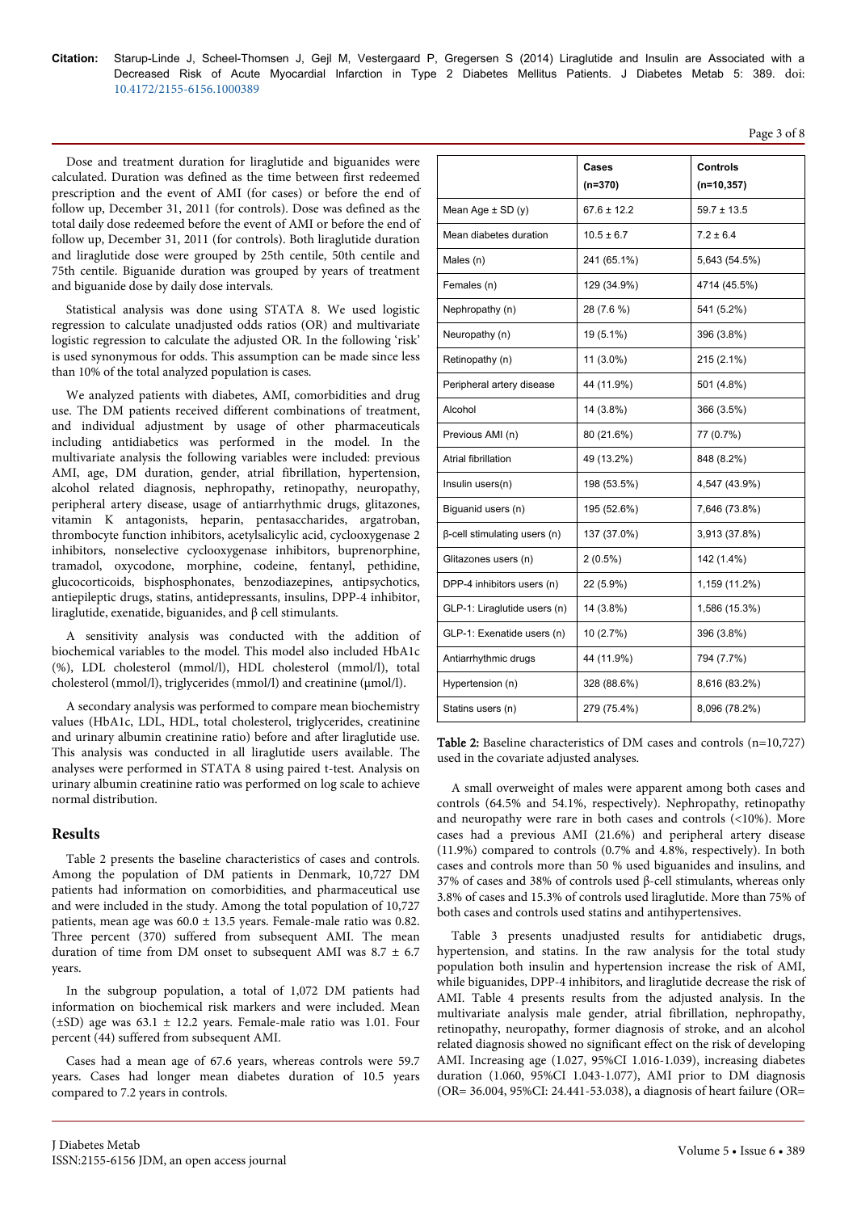Dose and treatment duration for liraglutide and biguanides were calculated. Duration was defined as the time between first redeemed prescription and the event of AMI (for cases) or before the end of follow up, December 31, 2011 (for controls). Dose was defined as the total daily dose redeemed before the event of AMI or before the end of follow up, December 31, 2011 (for controls). Both liraglutide duration and liraglutide dose were grouped by 25th centile, 50th centile and 75th centile. Biguanide duration was grouped by years of treatment and biguanide dose by daily dose intervals.

Statistical analysis was done using STATA 8. We used logistic regression to calculate unadjusted odds ratios (OR) and multivariate logistic regression to calculate the adjusted OR. In the following 'risk' is used synonymous for odds. This assumption can be made since less than 10% of the total analyzed population is cases.

We analyzed patients with diabetes, AMI, comorbidities and drug use. The DM patients received different combinations of treatment, and individual adjustment by usage of other pharmaceuticals including antidiabetics was performed in the model. In the multivariate analysis the following variables were included: previous AMI, age, DM duration, gender, atrial fibrillation, hypertension, alcohol related diagnosis, nephropathy, retinopathy, neuropathy, peripheral artery disease, usage of antiarrhythmic drugs, glitazones, vitamin K antagonists, heparin, pentasaccharides, argatroban, thrombocyte function inhibitors, acetylsalicylic acid, cyclooxygenase 2 inhibitors, nonselective cyclooxygenase inhibitors, buprenorphine, tramadol, oxycodone, morphine, codeine, fentanyl, pethidine, glucocorticoids, bisphosphonates, benzodiazepines, antipsychotics, antiepileptic drugs, statins, antidepressants, insulins, DPP-4 inhibitor, liraglutide, exenatide, biguanides, and β cell stimulants.

A sensitivity analysis was conducted with the addition of biochemical variables to the model. This model also included HbA1c (%), LDL cholesterol (mmol/l), HDL cholesterol (mmol/l), total cholesterol (mmol/l), triglycerides (mmol/l) and creatinine (μmol/l).

A secondary analysis was performed to compare mean biochemistry values (HbA1c, LDL, HDL, total cholesterol, triglycerides, creatinine and urinary albumin creatinine ratio) before and after liraglutide use. This analysis was conducted in all liraglutide users available. The analyses were performed in STATA 8 using paired t-test. Analysis on urinary albumin creatinine ratio was performed on log scale to achieve normal distribution.

## Results

Table 2 presents the baseline characteristics of cases and controls. Among the population of DM patients in Denmark, 10,727 DM patients had information on comorbidities, and pharmaceutical use and were included in the study. Among the total population of 10,727 patients, mean age was 60.0 ± 13.5 years. Female-male ratio was 0.82. Three percent (370) suffered from subsequent AMI. The mean duration of time from DM onset to subsequent AMI was 8.7 ± 6.7 years.

In the subgroup population, a total of 1,072 DM patients had information on biochemical risk markers and were included. Mean (±SD) age was 63.1 ± 12.2 years. Female-male ratio was 1.01. Four percent (44) suffered from subsequent AMI.

Cases had a mean age of 67.6 years, whereas controls were 59.7 years. Cases had longer mean diabetes duration of 10.5 years compared to 7.2 years in controls.

| | Cases (n=370) | Controls (n=10,357) |
|---|---|---|
| Mean Age ± SD (y) | 67.6 ± 12.2 | 59.7 ± 13.5 |
| Mean diabetes duration | 10.5 ± 6.7 | 7.2 ± 6.4 |
| Males (n) | 241 (65.1%) | 5,643 (54.5%) |
| Females (n) | 129 (34.9%) | 4714 (45.5%) |
| Nephropathy (n) | 28 (7.6 %) | 541 (5.2%) |
| Neuropathy (n) | 19 (5.1%) | 396 (3.8%) |
| Retinopathy (n) | 11 (3.0%) | 215 (2.1%) |
| Peripheral artery disease | 44 (11.9%) | 501 (4.8%) |
| Alcohol | 14 (3.8%) | 366 (3.5%) |
| Previous AMI (n) | 80 (21.6%) | 77 (0.7%) |
| Atrial fibrillation | 49 (13.2%) | 848 (8.2%) |
| Insulin users(n) | 198 (53.5%) | 4,547 (43.9%) |
| Biguanid users (n) | 195 (52.6%) | 7,646 (73.8%) |
| β-cell stimulating users (n) | 137 (37.0%) | 3,913 (37.8%) |
| Glitazones users (n) | 2 (0.5%) | 142 (1.4%) |
| DPP-4 inhibitors users (n) | 22 (5.9%) | 1,159 (11.2%) |
| GLP-1: Liraglutide users (n) | 14 (3.8%) | 1,586 (15.3%) |
| GLP-1: Exenatide users (n) | 10 (2.7%) | 396 (3.8%) |
| Antiarrhythmic drugs | 44 (11.9%) | 794 (7.7%) |
| Hypertension (n) | 328 (88.6%) | 8,616 (83.2%) |
| Statins users (n) | 279 (75.4%) | 8,096 (78.2%) |

**Table 2:** Baseline characteristics of DM cases and controls (n=10,727) used in the covariate adjusted analyses.

A small overweight of males were apparent among both cases and controls (64.5% and 54.1%, respectively). Nephropathy, retinopathy and neuropathy were rare in both cases and controls (<10%). More cases had a previous AMI (21.6%) and peripheral artery disease (11.9%) compared to controls (0.7% and 4.8%, respectively). In both cases and controls more than 50 % used biguanides and insulins, and 37% of cases and 38% of controls used β-cell stimulants, whereas only 3.8% of cases and 15.3% of controls used liraglutide. More than 75% of both cases and controls used statins and antihypertensives.

Table 3 presents unadjusted results for antidiabetic drugs, hypertension, and statins. In the raw analysis for the total study population both insulin and hypertension increase the risk of AMI, while biguanides, DPP-4 inhibitors, and liraglutide decrease the risk of AMI. Table 4 presents results from the adjusted analysis. In the multivariate analysis male gender, atrial fibrillation, nephropathy, retinopathy, neuropathy, former diagnosis of stroke, and an alcohol related diagnosis showed no significant effect on the risk of developing AMI. Increasing age (1.027, 95%CI 1.016-1.039), increasing diabetes duration (1.060, 95%CI 1.043-1.077), AMI prior to DM diagnosis (OR= 36.004, 95%CI: 24.441-53.038), a diagnosis of heart failure (OR=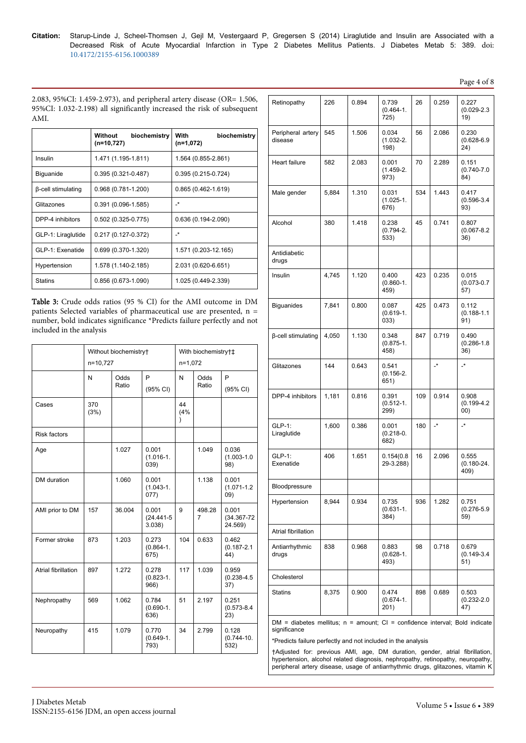2.083, 95%CI: 1.459-2.973), and peripheral artery disease (OR= 1.506, 95%CI: 1.032-2.198) all significantly increased the risk of subsequent AMI.

| | Without biochemistry (n=10,727) | With biochemistry (n=1,072) |
|---|---|---|
| Insulin | 1.471 (1.195-1.811) | 1.564 (0.855-2.861) |
| Biguanide | 0.395 (0.321-0.487) | 0.395 (0.215-0.724) |
| β-cell stimulating | 0.968 (0.781-1.200) | 0.865 (0.462-1.619) |
| Glitazones | 0.391 (0.096-1.585) | -* |
| DPP-4 inhibitors | 0.502 (0.325-0.775) | 0.636 (0.194-2.090) |
| GLP-1: Liraglutide | 0.217 (0.127-0.372) | -* |
| GLP-1: Exenatide | 0.699 (0.370-1.320) | 1.571 (0.203-12.165) |
| Hypertension | 1.578 (1.140-2.185) | 2.031 (0.620-6.651) |
| Statins | 0.856 (0.673-1.090) | 1.025 (0.449-2.339) |

**Table 3:** Crude odds ratios (95 % CI) for the AMI outcome in DM patients Selected variables of pharmaceutical use are presented, n = number, bold indicates significance *Predicts failure perfectly and not included in the analysis

| | Without biochemistry† n=10,727 | | | With biochemistry†‡ n=1,072 | | |
|---|---|---|---|---|---|---|
| | N | Odds Ratio | P (95% CI) | N | Odds Ratio | P (95% CI) |
| Cases | 370 (3%) | | | 44 (4%) | | |
| Risk factors | | | | | | |
| Age | | 1.027 | 0.001 (1.016-1.039) | | 1.049 | 0.036 (1.003-1.098) |
| DM duration | | 1.060 | 0.001 (1.043-1.077) | | 1.138 | 0.001 (1.071-1.209) |
| AMI prior to DM | 157 | 36.004 | 0.001 (24.441-53.038) | 9 | 498.287 | 0.001 (34.367-7224.569) |
| Former stroke | 873 | 1.203 | 0.273 (0.864-1.675) | 104 | 0.633 | 0.462 (0.187-2.144) |
| Atrial fibrillation | 897 | 1.272 | 0.278 (0.823-1.966) | 117 | 1.039 | 0.959 (0.238-4.537) |
| Nephropathy | 569 | 1.062 | 0.784 (0.690-1.636) | 51 | 2.197 | 0.251 (0.573-8.423) |
| Neuropathy | 415 | 1.079 | 0.770 (0.649-1.793) | 34 | 2.799 | 0.128 (0.744-10.532) |
| Retinopathy | 226 | 0.894 | 0.739 (0.464-1.725) | 26 | 0.259 | 0.227 (0.029-2.319) |
| Peripheral artery disease | 545 | 1.506 | 0.034 (1.032-2.198) | 56 | 2.086 | 0.230 (0.628-6.924) |
| Heart failure | 582 | 2.083 | 0.001 (1.459-2.973) | 70 | 2.289 | 0.151 (0.740-7.084) |
| Male gender | 5,884 | 1.310 | 0.031 (1.025-1.676) | 534 | 1.443 | 0.417 (0.596-3.493) |
| Alcohol | 380 | 1.418 | 0.238 (0.794-2.533) | 45 | 0.741 | 0.807 (0.067-8.236) |
| Antidiabetic drugs | | | | | | |
| Insulin | 4,745 | 1.120 | 0.400 (0.860-1.459) | 423 | 0.235 | 0.015 (0.073-0.757) |
| Biguanides | 7,841 | 0.800 | 0.087 (0.619-1.033) | 425 | 0.473 | 0.112 (0.188-1.191) |
| β-cell stimulating | 4,050 | 1.130 | 0.348 (0.875-1.458) | 847 | 0.719 | 0.490 (0.286-1.836) |
| Glitazones | 144 | 0.643 | 0.541 (0.156-2.651) | | -* | -* |
| DPP-4 inhibitors | 1,181 | 0.816 | 0.391 (0.512-1.299) | 109 | 0.914 | 0.908 (0.199-4.200) |
| GLP-1: Liraglutide | 1,600 | 0.386 | 0.001 (0.218-0.682) | 180 | -* | -* |
| GLP-1: Exenatide | 406 | 1.651 | 0.154(0.829-3.288) | 16 | 2.096 | 0.555 (0.180-24.409) |
| Bloodpressure | | | | | | |
| Hypertension | 8,944 | 0.934 | 0.735 (0.631-1.384) | 936 | 1.282 | 0.751 (0.276-5.959) |
| Atrial fibrillation | | | | | | |
| Antiarrhythmic drugs | 838 | 0.968 | 0.883 (0.628-1.493) | 98 | 0.718 | 0.679 (0.149-3.451) |
| Cholesterol | | | | | | |
| Statins | 8,375 | 0.900 | 0.474 (0.674-1.201) | 898 | 0.689 | 0.503 (0.232-2.047) |

DM = diabetes mellitus; n = amount; CI = confidence interval; Bold indicate significance

*Predicts failure perfectly and not included in the analysis

†Adjusted for: previous AMI, age, DM duration, gender, atrial fibrillation, hypertension, alcohol related diagnosis, nephropathy, retinopathy, neuropathy, peripheral artery disease, usage of antiarrhythmic drugs, glitazones, vitamin K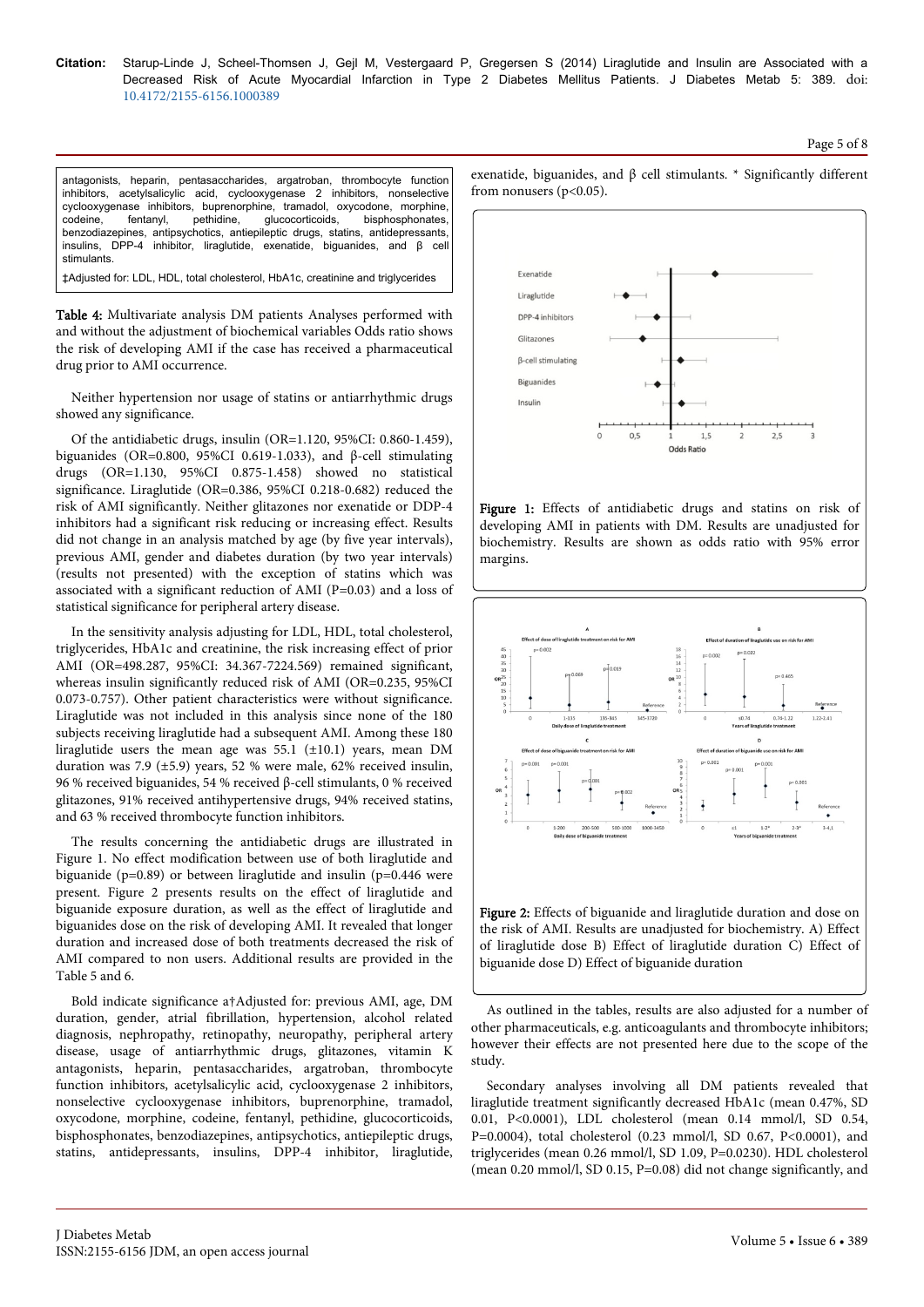antagonists, heparin, pentasaccharides, argatroban, thrombocyte function inhibitors, acetylsalicylic acid, cyclooxygenase 2 inhibitors, nonselective cyclooxygenase inhibitors, buprenorphine, tramadol, oxycodone, morphine, codeine, fentanyl, pethidine, glucocorticoids, bisphosphonates, benzodiazepines, antipsychotics, antiepileptic drugs, statins, antidepressants, insulins, DPP-4 inhibitor, liraglutide, exenatide, biguanides, and β cell stimulants.

‡Adjusted for: LDL, HDL, total cholesterol, HbA1c, creatinine and triglycerides

**Table 4:** Multivariate analysis DM patients Analyses performed with and without the adjustment of biochemical variables Odds ratio shows the risk of developing AMI if the case has received a pharmaceutical drug prior to AMI occurrence.

Neither hypertension nor usage of statins or antiarrhythmic drugs showed any significance.

Of the antidiabetic drugs, insulin (OR=1.120, 95%CI: 0.860-1.459), biguanides (OR=0.800, 95%CI 0.619-1.033), and β-cell stimulating drugs (OR=1.130, 95%CI 0.875-1.458) showed no statistical significance. Liraglutide (OR=0.386, 95%CI 0.218-0.682) reduced the risk of AMI significantly. Neither glitazones nor exenatide or DDP-4 inhibitors had a significant risk reducing or increasing effect. Results did not change in an analysis matched by age (by five year intervals), previous AMI, gender and diabetes duration (by two year intervals) (results not presented) with the exception of statins which was associated with a significant reduction of AMI (P=0.03) and a loss of statistical significance for peripheral artery disease.

In the sensitivity analysis adjusting for LDL, HDL, total cholesterol, triglycerides, HbA1c and creatinine, the risk increasing effect of prior AMI (OR=498.287, 95%CI: 34.367-7224.569) remained significant, whereas insulin significantly reduced risk of AMI (OR=0.235, 95%CI 0.073-0.757). Other patient characteristics were without significance. Liraglutide was not included in this analysis since none of the 180 subjects receiving liraglutide had a subsequent AMI. Among these 180 liraglutide users the mean age was 55.1 (±10.1) years, mean DM duration was 7.9 (±5.9) years, 52 % were male, 62% received insulin, 96 % received biguanides, 54 % received β-cell stimulants, 0 % received glitazones, 91% received antihypertensive drugs, 94% received statins, and 63 % received thrombocyte function inhibitors.

The results concerning the antidiabetic drugs are illustrated in Figure 1. No effect modification between use of both liraglutide and biguanide (p=0.89) or between liraglutide and insulin (p=0.446 were present. Figure 2 presents results on the effect of liraglutide and biguanide exposure duration, as well as the effect of liraglutide and biguanides dose on the risk of developing AMI. It revealed that longer duration and increased dose of both treatments decreased the risk of AMI compared to non users. Additional results are provided in the Table 5 and 6.

Bold indicate significance a†Adjusted for: previous AMI, age, DM duration, gender, atrial fibrillation, hypertension, alcohol related diagnosis, nephropathy, retinopathy, neuropathy, peripheral artery disease, usage of antiarrhythmic drugs, glitazones, vitamin K antagonists, heparin, pentasaccharides, argatroban, thrombocyte function inhibitors, acetylsalicylic acid, cyclooxygenase 2 inhibitors, nonselective cyclooxygenase inhibitors, buprenorphine, tramadol, oxycodone, morphine, codeine, fentanyl, pethidine, glucocorticoids, bisphosphonates, benzodiazepines, antipsychotics, antiepileptic drugs, statins, antidepressants, insulins, DPP-4 inhibitor, liraglutide, exenatide, biguanides, and β cell stimulants. * Significantly different from nonusers (p<0.05).

**Figure 1:** Effects of antidiabetic drugs and statins on risk of developing AMI in patients with DM. Results are unadjusted for biochemistry. Results are shown as odds ratio with 95% error margins.

**Figure 2:** Effects of biguanide and liraglutide duration and dose on the risk of AMI. Results are unadjusted for biochemistry. A) Effect of liraglutide dose B) Effect of liraglutide duration C) Effect of biguanide dose D) Effect of biguanide duration

As outlined in the tables, results are also adjusted for a number of other pharmaceuticals, e.g. anticoagulants and thrombocyte inhibitors; however their effects are not presented here due to the scope of the study.

Secondary analyses involving all DM patients revealed that liraglutide treatment significantly decreased HbA1c (mean 0.47%, SD 0.01, P<0.0001), LDL cholesterol (mean 0.14 mmol/l, SD 0.54, P=0.0004), total cholesterol (0.23 mmol/l, SD 0.67, P<0.0001), and triglycerides (mean 0.26 mmol/l, SD 1.09, P=0.0230). HDL cholesterol (mean 0.20 mmol/l, SD 0.15, P=0.08) did not change significantly, and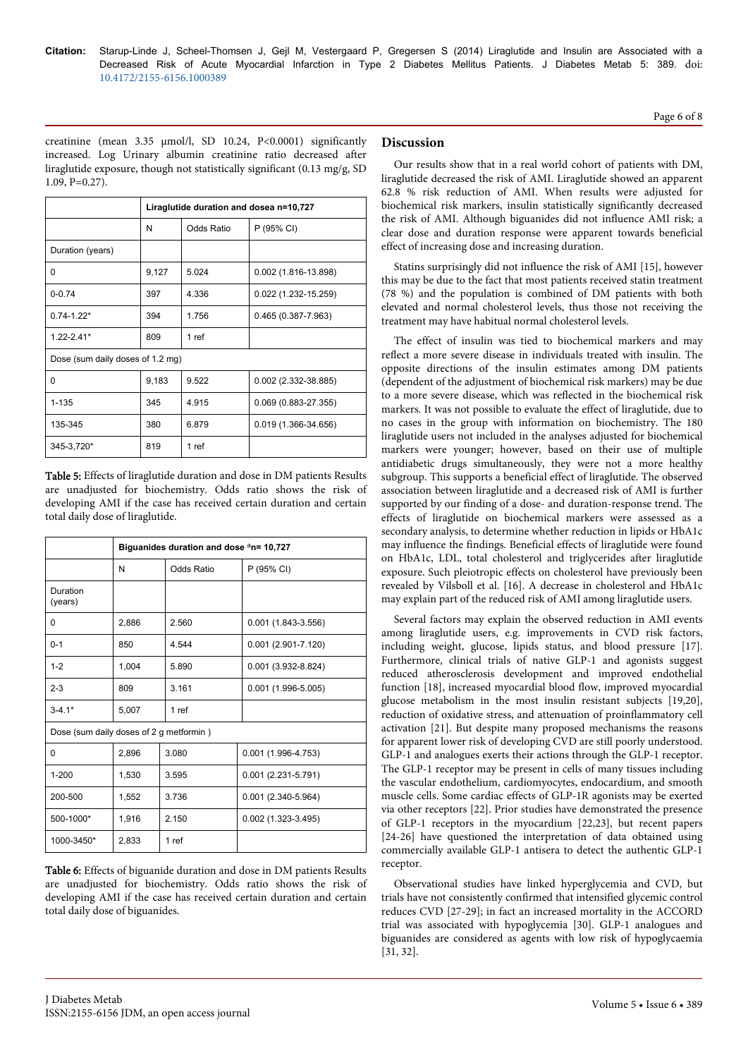creatinine (mean 3.35 μmol/l, SD 10.24, P<0.0001) significantly increased. Log Urinary albumin creatinine ratio decreased after liraglutide exposure, though not statistically significant (0.13 mg/g, SD 1.09, P=0.27).

| | Liraglutide duration and dosea n=10,727 | | |
|---|---|---|---|
| | N | Odds Ratio | P (95% CI) |
| Duration (years) | | | |
| 0 | 9,127 | 5.024 | 0.002 (1.816-13.898) |
| 0-0.74 | 397 | 4.336 | 0.022 (1.232-15.259) |
| 0.74-1.22* | 394 | 1.756 | 0.465 (0.387-7.963) |
| 1.22-2.41* | 809 | 1 ref | |
| Dose (sum daily doses of 1.2 mg) | | | |
| 0 | 9,183 | 9.522 | 0.002 (2.332-38.885) |
| 1-135 | 345 | 4.915 | 0.069 (0.883-27.355) |
| 135-345 | 380 | 6.879 | 0.019 (1.366-34.656) |
| 345-3,720* | 819 | 1 ref | |

Table 5: Effects of liraglutide duration and dose in DM patients Results are unadjusted for biochemistry. Odds ratio shows the risk of developing AMI if the case has received certain duration and certain total daily dose of liraglutide.

| | Biguanides duration and dose an= 10,727 | | |
|---|---|---|---|
| | N | Odds Ratio | P (95% CI) |
| Duration (years) | | | |
| 0 | 2,886 | 2.560 | 0.001 (1.843-3.556) |
| 0-1 | 850 | 4.544 | 0.001 (2.901-7.120) |
| 1-2 | 1,004 | 5.890 | 0.001 (3.932-8.824) |
| 2-3 | 809 | 3.161 | 0.001 (1.996-5.005) |
| 3-4.1* | 5,007 | 1 ref | |
| Dose (sum daily doses of 2 g metformin ) | | | |
| 0 | 2,896 | 3.080 | 0.001 (1.996-4.753) |
| 1-200 | 1,530 | 3.595 | 0.001 (2.231-5.791) |
| 200-500 | 1,552 | 3.736 | 0.001 (2.340-5.964) |
| 500-1000* | 1,916 | 2.150 | 0.002 (1.323-3.495) |
| 1000-3450* | 2,833 | 1 ref | |

Table 6: Effects of biguanide duration and dose in DM patients Results are unadjusted for biochemistry. Odds ratio shows the risk of developing AMI if the case has received certain duration and certain total daily doses of biguanides.

## Discussion

Our results show that in a real world cohort of patients with DM, liraglutide decreased the risk of AMI. Liraglutide showed an apparent 62.8 % risk reduction of AMI. When results were adjusted for biochemical risk markers, insulin statistically significantly decreased the risk of AMI. Although biguanides did not influence AMI risk; a clear dose and duration response were apparent towards beneficial effect of increasing dose and increasing duration.

Statins surprisingly did not influence the risk of AMI [15], however this may be due to the fact that most patients received statin treatment (78 %) and the population is combined of DM patients with both elevated and normal cholesterol levels, thus those not receiving the treatment may have habitual normal cholesterol levels.

The effect of insulin was tied to biochemical markers and may reflect a more severe disease in individuals treated with insulin. The opposite directions of the insulin estimates among DM patients (dependent of the adjustment of biochemical risk markers) may be due to a more severe disease, which was reflected in the biochemical risk markers. It was not possible to evaluate the effect of liraglutide, due to no cases in the group with information on biochemistry. The 180 liraglutide users not included in the analyses adjusted for biochemical markers were younger; however, based on their use of multiple antidiabetic drugs simultaneously, they were not a more healthy subgroup. This supports a beneficial effect of liraglutide. The observed association between liraglutide and a decreased risk of AMI is further supported by our finding of a dose- and duration-response trend. The effects of liraglutide on biochemical markers were assessed as a secondary analysis, to determine whether reduction in lipids or HbA1c may influence the findings. Beneficial effects of liraglutide were found on HbA1c, LDL, total cholesterol and triglycerides after liraglutide exposure. Such pleiotropic effects on cholesterol have previously been revealed by Vilsboll et al. [16]. A decrease in cholesterol and HbA1c may explain part of the reduced risk of AMI among liraglutide users.

Several factors may explain the observed reduction in AMI events among liraglutide users, e.g. improvements in CVD risk factors, including weight, glucose, lipids status, and blood pressure [17]. Furthermore, clinical trials of native GLP-1 and agonists suggest reduced atherosclerosis development and improved endothelial function [18], increased myocardial blood flow, improved myocardial glucose metabolism in the most insulin resistant subjects [19,20], reduction of oxidative stress, and attenuation of proinflammatory cell activation [21]. But despite many proposed mechanisms the reasons for apparent lower risk of developing CVD are still poorly understood. GLP-1 and analogues exerts their actions through the GLP-1 receptor. The GLP-1 receptor may be present in cells of many tissues including the vascular endothelium, cardiomyocytes, endocardium, and smooth muscle cells. Some cardiac effects of GLP-1R agonists may be exerted via other receptors [22]. Prior studies have demonstrated the presence of GLP-1 receptors in the myocardium [22,23], but recent papers [24-26] have questioned the interpretation of data obtained using commercially available GLP-1 antisera to detect the authentic GLP-1 receptor.

Observational studies have linked hyperglycemia and CVD, but trials have not consistently confirmed that intensified glycemic control reduces CVD [27-29]; in fact an increased mortality in the ACCORD trial was associated with hypoglycemia [30]. GLP-1 analogues and biguanides are considered as agents with low risk of hypoglycaemia [31, 32].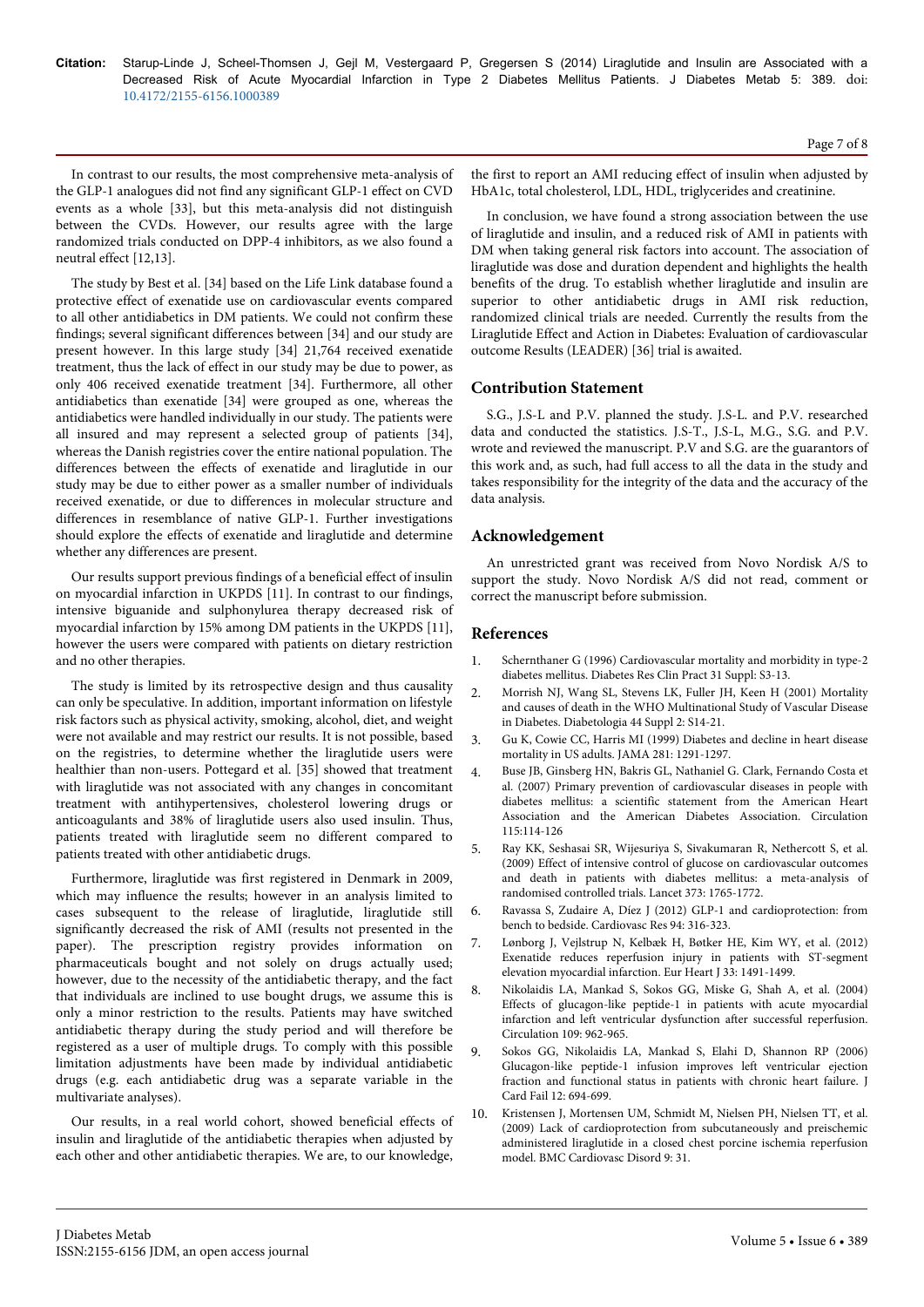In contrast to our results, the most comprehensive meta-analysis of the GLP-1 analogues did not find any significant GLP-1 effect on CVD events as a whole [33], but this meta-analysis did not distinguish between the CVDs. However, our results agree with the large randomized trials conducted on DPP-4 inhibitors, as we also found a neutral effect [12,13].

The study by Best et al. [34] based on the Life Link database found a protective effect of exenatide use on cardiovascular events compared to all other antidiabetics in DM patients. We could not confirm these findings; several significant differences between [34] and our study are present however. In this large study [34] 21,764 received exenatide treatment, thus the lack of effect in our study may be due to power, as only 406 received exenatide treatment [34]. Furthermore, all other antidiabetics than exenatide [34] were grouped as one, whereas the antidiabetics were handled individually in our study. The patients were all insured and may represent a selected group of patients [34], whereas the Danish registries cover the entire national population. The differences between the effects of exenatide and liraglutide in our study may be due to either power as a smaller number of individuals received exenatide, or due to differences in molecular structure and differences in resemblance of native GLP-1. Further investigations should explore the effects of exenatide and liraglutide and determine whether any differences are present.

Our results support previous findings of a beneficial effect of insulin on myocardial infarction in UKPDS [11]. In contrast to our findings, intensive biguanide and sulphonylurea therapy decreased risk of myocardial infarction by 15% among DM patients in the UKPDS [11], however the users were compared with patients on dietary restriction and no other therapies.

The study is limited by its retrospective design and thus causality can only be speculative. In addition, important information on lifestyle risk factors such as physical activity, smoking, alcohol, diet, and weight were not available and may restrict our results. It is not possible, based on the registries, to determine whether the liraglutide users were healthier than non-users. Pottegard et al. [35] showed that treatment with liraglutide was not associated with any changes in concomitant treatment with antihypertensives, cholesterol lowering drugs or anticoagulants and 38% of liraglutide users also used insulin. Thus, patients treated with liraglutide seem no different compared to patients treated with other antidiabetic drugs.

Furthermore, liraglutide was first registered in Denmark in 2009, which may influence the results; however in an analysis limited to cases subsequent to the release of liraglutide, liraglutide still significantly decreased the risk of AMI (results not presented in the paper). The prescription registry provides information on pharmaceuticals bought and not solely on drugs actually used; however, due to the necessity of the antidiabetic therapy, and the fact that individuals are inclined to use bought drugs, we assume this is only a minor restriction to the results. Patients may have switched antidiabetic therapy during the study period and will therefore be registered as a user of multiple drugs. To comply with this possible limitation adjustments have been made by individual antidiabetic drugs (e.g. each antidiabetic drug was a separate variable in the multivariate analyses).

Our results, in a real world cohort, showed beneficial effects of insulin and liraglutide of the antidiabetic therapies when adjusted by each other and other antidiabetic therapies. We are, to our knowledge, the first to report an AMI reducing effect of insulin when adjusted by HbA1c, total cholesterol, LDL, HDL, triglycerides and creatinine.

In conclusion, we have found a strong association between the use of liraglutide and insulin, and a reduced risk of AMI in patients with DM when taking general risk factors into account. The association of liraglutide was dose and duration dependent and highlights the health benefits of the drug. To establish whether liraglutide and insulin are superior to other antidiabetic drugs in AMI risk reduction, randomized clinical trials are needed. Currently the results from the Liraglutide Effect and Action in Diabetes: Evaluation of cardiovascular outcome Results (LEADER) [36] trial is awaited.

## Contribution Statement

S.G., J.S-L and P.V. planned the study. J.S-L. and P.V. researched data and conducted the statistics. J.S-T., J.S-L, M.G., S.G. and P.V. wrote and reviewed the manuscript. P.V and S.G. are the guarantors of this work and, as such, had full access to all the data in the study and takes responsibility for the integrity of the data and the accuracy of the data analysis.

## Acknowledgement

An unrestricted grant was received from Novo Nordisk A/S to support the study. Novo Nordisk A/S did not read, comment or correct the manuscript before submission.

## References

1. Schernthaner G (1996) Cardiovascular mortality and morbidity in type-2 diabetes mellitus. Diabetes Res Clin Pract 31 Suppl: S3-13.
2. Morrish NJ, Wang SL, Stevens LK, Fuller JH, Keen H (2001) Mortality and causes of death in the WHO Multinational Study of Vascular Disease in Diabetes. Diabetologia 44 Suppl 2: S14-21.
3. Gu K, Cowie CC, Harris MI (1999) Diabetes and decline in heart disease mortality in US adults. JAMA 281: 1291-1297.
4. Buse JB, Ginsberg HN, Bakris GL, Nathaniel G. Clark, Fernando Costa et al. (2007) Primary prevention of cardiovascular diseases in people with diabetes mellitus: a scientific statement from the American Heart Association and the American Diabetes Association. Circulation 115:114-126
5. Ray KK, Seshasai SR, Wijesuriya S, Sivakumaran R, Nethercott S, et al. (2009) Effect of intensive control of glucose on cardiovascular outcomes and death in patients with diabetes mellitus: a meta-analysis of randomised controlled trials. Lancet 373: 1765-1772.
6. Ravassa S, Zudaire A, Díez J (2012) GLP-1 and cardioprotection: from bench to bedside. Cardiovasc Res 94: 316-323.
7. Lønborg J, Vejlstrup N, Kelbæk H, Bøtker HE, Kim WY, et al. (2012) Exenatide reduces reperfusion injury in patients with ST-segment elevation myocardial infarction. Eur Heart J 33: 1491-1499.
8. Nikolaidis LA, Mankad S, Sokos GG, Miske G, Shah A, et al. (2004) Effects of glucagon-like peptide-1 in patients with acute myocardial infarction and left ventricular dysfunction after successful reperfusion. Circulation 109: 962-965.
9. Sokos GG, Nikolaidis LA, Mankad S, Elahi D, Shannon RP (2006) Glucagon-like peptide-1 infusion improves left ventricular ejection fraction and functional status in patients with chronic heart failure. J Card Fail 12: 694-699.
10. Kristensen J, Mortensen UM, Schmidt M, Nielsen PH, Nielsen TT, et al. (2009) Lack of cardioprotection from subcutaneously and preischemic administered liraglutide in a closed chest porcine ischemia reperfusion model. BMC Cardiovasc Disord 9: 31.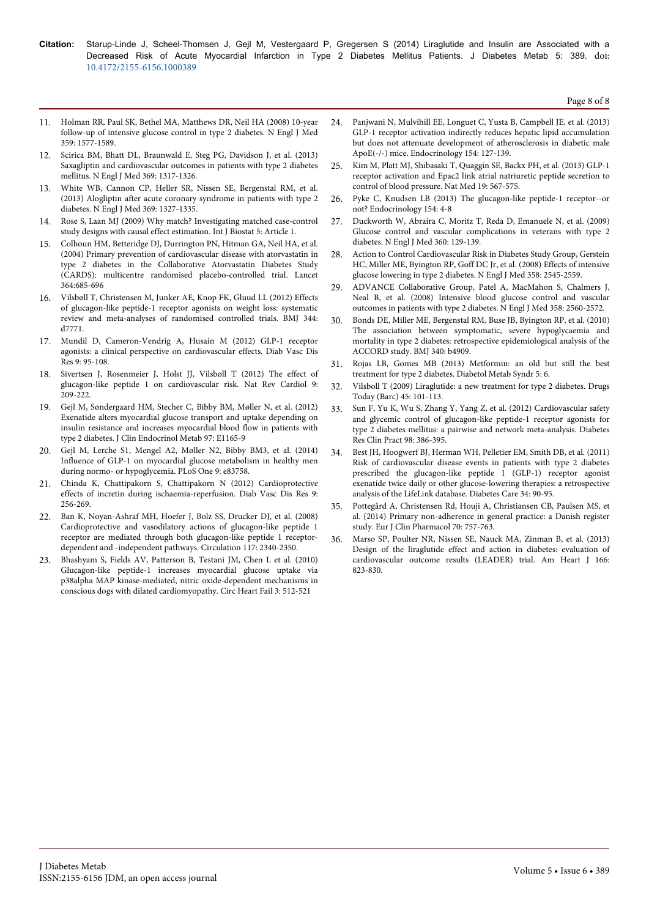11. Holman RR, Paul SK, Bethel MA, Matthews DR, Neil HA (2008) 10-year follow-up of intensive glucose control in type 2 diabetes. N Engl J Med 359: 1577-1589.
12. Scirica BM, Bhatt DL, Braunwald E, Steg PG, Davidson J, et al. (2013) Saxagliptin and cardiovascular outcomes in patients with type 2 diabetes mellitus. N Engl J Med 369: 1317-1326.
13. White WB, Cannon CP, Heller SR, Nissen SE, Bergenstal RM, et al. (2013) Alogliptin after acute coronary syndrome in patients with type 2 diabetes. N Engl J Med 369: 1327-1335.
14. Rose S, Laan MJ (2009) Why match? Investigating matched case-control study designs with causal effect estimation. Int J Biostat 5: Article 1.
15. Colhoun HM, Betteridge DJ, Durrington PN, Hitman GA, Neil HA, et al. (2004) Primary prevention of cardiovascular disease with atorvastatin in type 2 diabetes in the Collaborative Atorvastatin Diabetes Study (CARDS): multicentre randomised placebo-controlled trial. Lancet 364:685-696
16. Vilsbøll T, Christensen M, Junker AE, Knop FK, Gluud LL (2012) Effects of glucagon-like peptide-1 receptor agonists on weight loss: systematic review and meta-analyses of randomised controlled trials. BMJ 344: d7771.
17. Mundil D, Cameron-Vendrig A, Husain M (2012) GLP-1 receptor agonists: a clinical perspective on cardiovascular effects. Diab Vasc Dis Res 9: 95-108.
18. Sivertsen J, Rosenmeier J, Holst JJ, Vilsbøll T (2012) The effect of glucagon-like peptide 1 on cardiovascular risk. Nat Rev Cardiol 9: 209-222.
19. Gejl M, Søndergaard HM, Stecher C, Bibby BM, Møller N, et al. (2012) Exenatide alters myocardial glucose transport and uptake depending on insulin resistance and increases myocardial blood flow in patients with type 2 diabetes. J Clin Endocrinol Metab 97: E1165-9
20. Gejl M, Lerche S1, Mengel A2, Møller N2, Bibby BM3, et al. (2014) Influence of GLP-1 on myocardial glucose metabolism in healthy men during normo- or hypoglycemia. PLoS One 9: e83758.
21. Chinda K, Chattipakorn S, Chattipakorn N (2012) Cardioprotective effects of incretin during ischaemia-reperfusion. Diab Vasc Dis Res 9: 256-269.
22. Ban K, Noyan-Ashraf MH, Hoefer J, Bolz SS, Drucker DJ, et al. (2008) Cardioprotective and vasodilatory actions of glucagon-like peptide 1 receptor are mediated through both glucagon-like peptide 1 receptor-dependent and -independent pathways. Circulation 117: 2340-2350.
23. Bhashyam S, Fields AV, Patterson B, Testani JM, Chen L et al. (2010) Glucagon-like peptide-1 increases myocardial glucose uptake via p38alpha MAP kinase-mediated, nitric oxide-dependent mechanisms in conscious dogs with dilated cardiomyopathy. Circ Heart Fail 3: 512-521
24. Panjwani N, Mulvihill EE, Longuet C, Yusta B, Campbell JE, et al. (2013) GLP-1 receptor activation indirectly reduces hepatic lipid accumulation but does not attenuate development of atherosclerosis in diabetic male ApoE(-/-) mice. Endocrinology 154: 127-139.
25. Kim M, Platt MJ, Shibasaki T, Quaggin SE, Backx PH, et al. (2013) GLP-1 receptor activation and Epac2 link atrial natriuretic peptide secretion to control of blood pressure. Nat Med 19: 567-575.
26. Pyke C, Knudsen LB (2013) The glucagon-like peptide-1 receptor--or not? Endocrinology 154: 4-8
27. Duckworth W, Abraira C, Moritz T, Reda D, Emanuele N, et al. (2009) Glucose control and vascular complications in veterans with type 2 diabetes. N Engl J Med 360: 129-139.
28. Action to Control Cardiovascular Risk in Diabetes Study Group, Gerstein HC, Miller ME, Byington RP, Goff DC Jr, et al. (2008) Effects of intensive glucose lowering in type 2 diabetes. N Engl J Med 358: 2545-2559.
29. ADVANCE Collaborative Group, Patel A, MacMahon S, Chalmers J, Neal B, et al. (2008) Intensive blood glucose control and vascular outcomes in patients with type 2 diabetes. N Engl J Med 358: 2560-2572.
30. Bonds DE, Miller ME, Bergenstal RM, Buse JB, Byington RP, et al. (2010) The association between symptomatic, severe hypoglycaemia and mortality in type 2 diabetes: retrospective epidemiological analysis of the ACCORD study. BMJ 340: b4909.
31. Rojas LB, Gomes MB (2013) Metformin: an old but still the best treatment for type 2 diabetes. Diabetol Metab Syndr 5: 6.
32. Vilsbøll T (2009) Liraglutide: a new treatment for type 2 diabetes. Drugs Today (Barc) 45: 101-113.
33. Sun F, Yu K, Wu S, Zhang Y, Yang Z, et al. (2012) Cardiovascular safety and glycemic control of glucagon-like peptide-1 receptor agonists for type 2 diabetes mellitus: a pairwise and network meta-analysis. Diabetes Res Clin Pract 98: 386-395.
34. Best JH, Hoogwerf BJ, Herman WH, Pelletier EM, Smith DB, et al. (2011) Risk of cardiovascular disease events in patients with type 2 diabetes prescribed the glucagon-like peptide 1 (GLP-1) receptor agonist exenatide twice daily or other glucose-lowering therapies: a retrospective analysis of the LifeLink database. Diabetes Care 34: 90-95.
35. Pottegård A, Christensen Rd, Houji A, Christiansen CB, Paulsen MS, et al. (2014) Primary non-adherence in general practice: a Danish register study. Eur J Clin Pharmacol 70: 757-763.
36. Marso SP, Poulter NR, Nissen SE, Nauck MA, Zinman B, et al. (2013) Design of the liraglutide effect and action in diabetes: evaluation of cardiovascular outcome results (LEADER) trial. Am Heart J 166: 823-830.